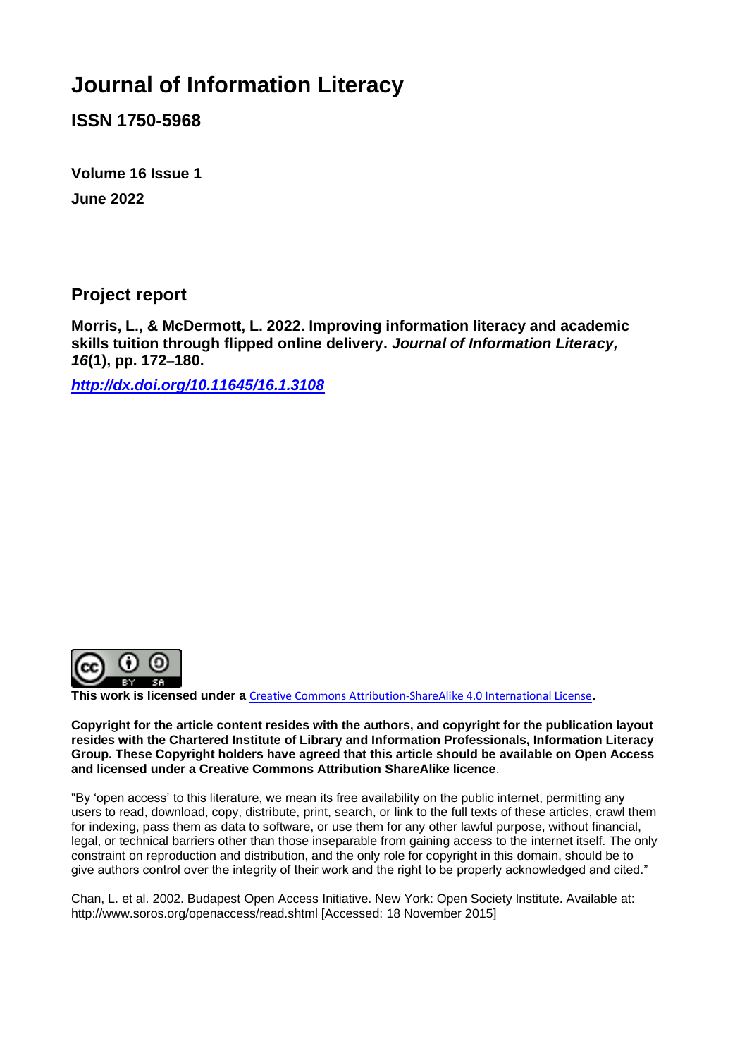# Journal of Information Literacy

**ISSN 1750-5968**

**Volume 16 Issue 1**

**June 2022**

## Project report

**Morris, L., & McDermott, L. 2022. Improving information literacy and academic skills tuition through flipped online delivery. *Journal of Information Literacy, 16*(1), pp. 172–180.**

***http://dx.doi.org/10.11645/16.1.3108***

**This work is licensed under a** Creative Commons Attribution-ShareAlike 4.0 International License**.**

**Copyright for the article content resides with the authors, and copyright for the publication layout resides with the Chartered Institute of Library and Information Professionals, Information Literacy Group. These Copyright holders have agreed that this article should be available on Open Access and licensed under a Creative Commons Attribution ShareAlike licence**.

"By 'open access' to this literature, we mean its free availability on the public internet, permitting any users to read, download, copy, distribute, print, search, or link to the full texts of these articles, crawl them for indexing, pass them as data to software, or use them for any other lawful purpose, without financial, legal, or technical barriers other than those inseparable from gaining access to the internet itself. The only constraint on reproduction and distribution, and the only role for copyright in this domain, should be to give authors control over the integrity of their work and the right to be properly acknowledged and cited."

Chan, L. et al. 2002. Budapest Open Access Initiative. New York: Open Society Institute. Available at: http://www.soros.org/openaccess/read.shtml [Accessed: 18 November 2015]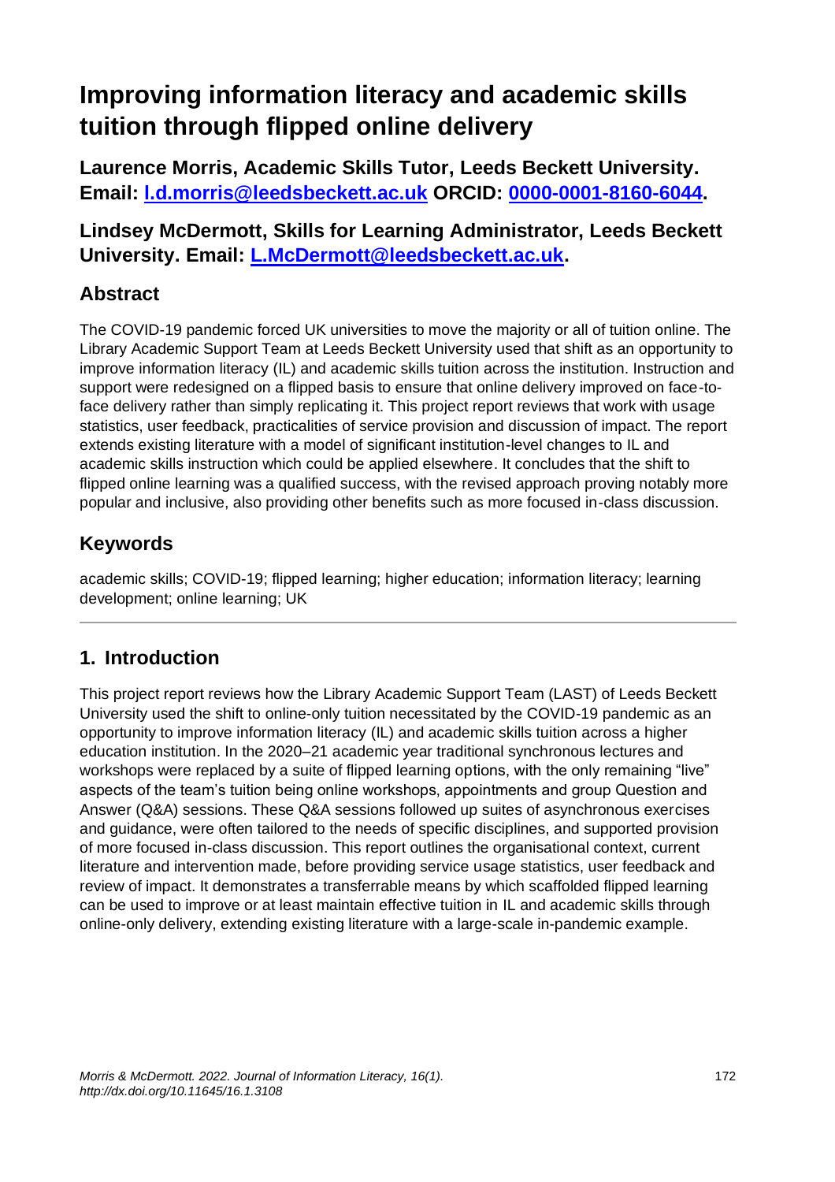# Improving information literacy and academic skills tuition through flipped online delivery

**Laurence Morris, Academic Skills Tutor, Leeds Beckett University. Email: [l.d.morris@leedsbeckett.ac.uk](mailto:l.d.morris@leedsbeckett.ac.uk) ORCID: [0000-0001-8160-6044](https://orcid.org/0000-0001-8160-6044).**

**Lindsey McDermott, Skills for Learning Administrator, Leeds Beckett University. Email: [L.McDermott@leedsbeckett.ac.uk](mailto:L.McDermott@leedsbeckett.ac.uk).**

## Abstract

The COVID-19 pandemic forced UK universities to move the majority or all of tuition online. The Library Academic Support Team at Leeds Beckett University used that shift as an opportunity to improve information literacy (IL) and academic skills tuition across the institution. Instruction and support were redesigned on a flipped basis to ensure that online delivery improved on face-to-face delivery rather than simply replicating it. This project report reviews that work with usage statistics, user feedback, practicalities of service provision and discussion of impact. The report extends existing literature with a model of significant institution-level changes to IL and academic skills instruction which could be applied elsewhere. It concludes that the shift to flipped online learning was a qualified success, with the revised approach proving notably more popular and inclusive, also providing other benefits such as more focused in-class discussion.

## Keywords

academic skills; COVID-19; flipped learning; higher education; information literacy; learning development; online learning; UK

---

## 1. Introduction

This project report reviews how the Library Academic Support Team (LAST) of Leeds Beckett University used the shift to online-only tuition necessitated by the COVID-19 pandemic as an opportunity to improve information literacy (IL) and academic skills tuition across a higher education institution. In the 2020–21 academic year traditional synchronous lectures and workshops were replaced by a suite of flipped learning options, with the only remaining "live" aspects of the team's tuition being online workshops, appointments and group Question and Answer (Q&A) sessions. These Q&A sessions followed up suites of asynchronous exercises and guidance, were often tailored to the needs of specific disciplines, and supported provision of more focused in-class discussion. This report outlines the organisational context, current literature and intervention made, before providing service usage statistics, user feedback and review of impact. It demonstrates a transferrable means by which scaffolded flipped learning can be used to improve or at least maintain effective tuition in IL and academic skills through online-only delivery, extending existing literature with a large-scale in-pandemic example.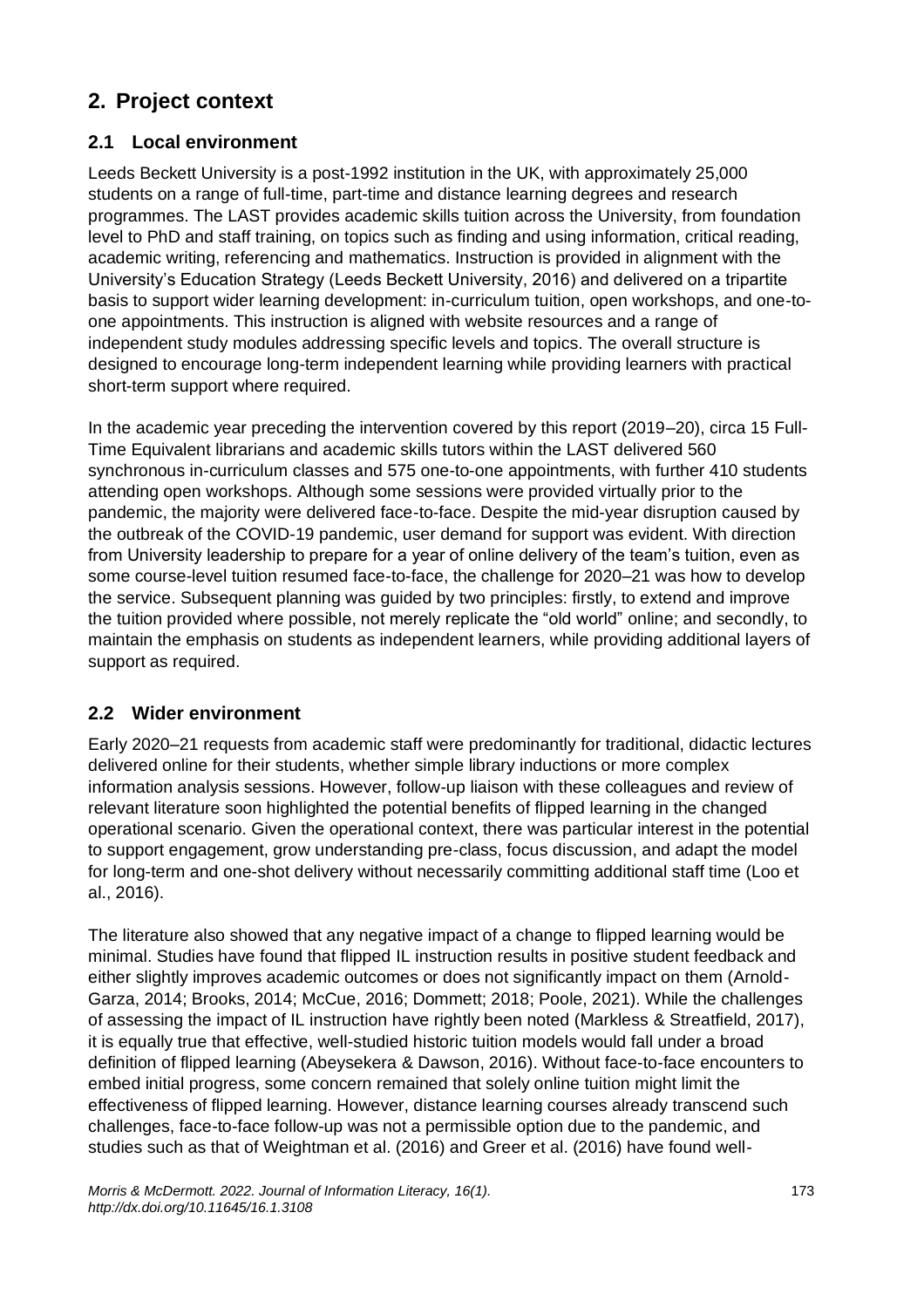## 2. Project context

### 2.1 Local environment

Leeds Beckett University is a post-1992 institution in the UK, with approximately 25,000 students on a range of full-time, part-time and distance learning degrees and research programmes. The LAST provides academic skills tuition across the University, from foundation level to PhD and staff training, on topics such as finding and using information, critical reading, academic writing, referencing and mathematics. Instruction is provided in alignment with the University's Education Strategy (Leeds Beckett University, 2016) and delivered on a tripartite basis to support wider learning development: in-curriculum tuition, open workshops, and one-to-one appointments. This instruction is aligned with website resources and a range of independent study modules addressing specific levels and topics. The overall structure is designed to encourage long-term independent learning while providing learners with practical short-term support where required.

In the academic year preceding the intervention covered by this report (2019–20), circa 15 Full-Time Equivalent librarians and academic skills tutors within the LAST delivered 560 synchronous in-curriculum classes and 575 one-to-one appointments, with further 410 students attending open workshops. Although some sessions were provided virtually prior to the pandemic, the majority were delivered face-to-face. Despite the mid-year disruption caused by the outbreak of the COVID-19 pandemic, user demand for support was evident. With direction from University leadership to prepare for a year of online delivery of the team's tuition, even as some course-level tuition resumed face-to-face, the challenge for 2020–21 was how to develop the service. Subsequent planning was guided by two principles: firstly, to extend and improve the tuition provided where possible, not merely replicate the "old world" online; and secondly, to maintain the emphasis on students as independent learners, while providing additional layers of support as required.

### 2.2 Wider environment

Early 2020–21 requests from academic staff were predominantly for traditional, didactic lectures delivered online for their students, whether simple library inductions or more complex information analysis sessions. However, follow-up liaison with these colleagues and review of relevant literature soon highlighted the potential benefits of flipped learning in the changed operational scenario. Given the operational context, there was particular interest in the potential to support engagement, grow understanding pre-class, focus discussion, and adapt the model for long-term and one-shot delivery without necessarily committing additional staff time (Loo et al., 2016).

The literature also showed that any negative impact of a change to flipped learning would be minimal. Studies have found that flipped IL instruction results in positive student feedback and either slightly improves academic outcomes or does not significantly impact on them (Arnold-Garza, 2014; Brooks, 2014; McCue, 2016; Dommett; 2018; Poole, 2021). While the challenges of assessing the impact of IL instruction have rightly been noted (Markless & Streatfield, 2017), it is equally true that effective, well-studied historic tuition models would fall under a broad definition of flipped learning (Abeysekera & Dawson, 2016). Without face-to-face encounters to embed initial progress, some concern remained that solely online tuition might limit the effectiveness of flipped learning. However, distance learning courses already transcend such challenges, face-to-face follow-up was not a permissible option due to the pandemic, and studies such as that of Weightman et al. (2016) and Greer et al. (2016) have found well-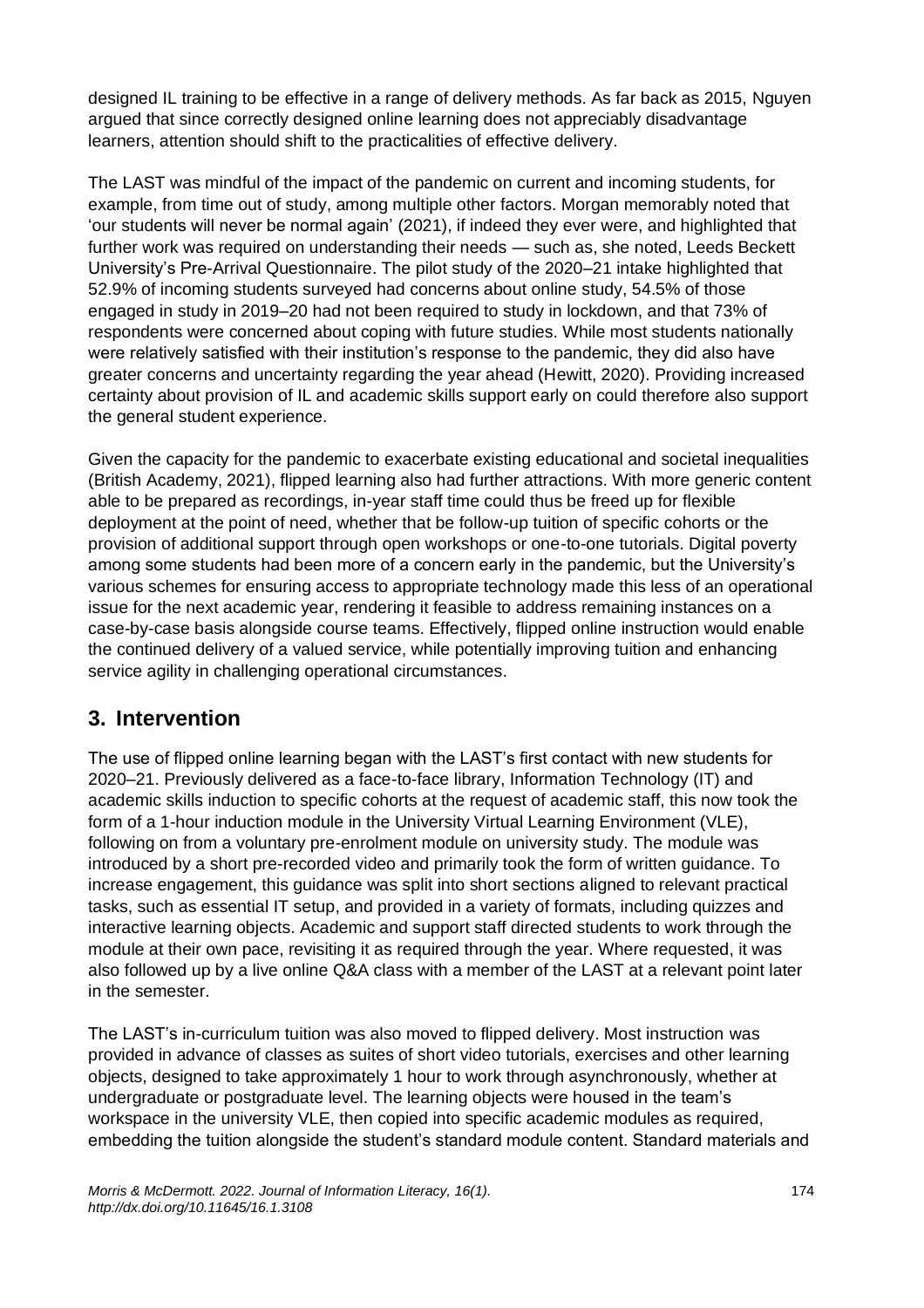designed IL training to be effective in a range of delivery methods. As far back as 2015, Nguyen argued that since correctly designed online learning does not appreciably disadvantage learners, attention should shift to the practicalities of effective delivery.

The LAST was mindful of the impact of the pandemic on current and incoming students, for example, from time out of study, among multiple other factors. Morgan memorably noted that 'our students will never be normal again' (2021), if indeed they ever were, and highlighted that further work was required on understanding their needs — such as, she noted, Leeds Beckett University's Pre-Arrival Questionnaire. The pilot study of the 2020–21 intake highlighted that 52.9% of incoming students surveyed had concerns about online study, 54.5% of those engaged in study in 2019–20 had not been required to study in lockdown, and that 73% of respondents were concerned about coping with future studies. While most students nationally were relatively satisfied with their institution's response to the pandemic, they did also have greater concerns and uncertainty regarding the year ahead (Hewitt, 2020). Providing increased certainty about provision of IL and academic skills support early on could therefore also support the general student experience.

Given the capacity for the pandemic to exacerbate existing educational and societal inequalities (British Academy, 2021), flipped learning also had further attractions. With more generic content able to be prepared as recordings, in-year staff time could thus be freed up for flexible deployment at the point of need, whether that be follow-up tuition of specific cohorts or the provision of additional support through open workshops or one-to-one tutorials. Digital poverty among some students had been more of a concern early in the pandemic, but the University's various schemes for ensuring access to appropriate technology made this less of an operational issue for the next academic year, rendering it feasible to address remaining instances on a case-by-case basis alongside course teams. Effectively, flipped online instruction would enable the continued delivery of a valued service, while potentially improving tuition and enhancing service agility in challenging operational circumstances.

## 3. Intervention

The use of flipped online learning began with the LAST's first contact with new students for 2020–21. Previously delivered as a face-to-face library, Information Technology (IT) and academic skills induction to specific cohorts at the request of academic staff, this now took the form of a 1-hour induction module in the University Virtual Learning Environment (VLE), following on from a voluntary pre-enrolment module on university study. The module was introduced by a short pre-recorded video and primarily took the form of written guidance. To increase engagement, this guidance was split into short sections aligned to relevant practical tasks, such as essential IT setup, and provided in a variety of formats, including quizzes and interactive learning objects. Academic and support staff directed students to work through the module at their own pace, revisiting it as required through the year. Where requested, it was also followed up by a live online Q&A class with a member of the LAST at a relevant point later in the semester.

The LAST's in-curriculum tuition was also moved to flipped delivery. Most instruction was provided in advance of classes as suites of short video tutorials, exercises and other learning objects, designed to take approximately 1 hour to work through asynchronously, whether at undergraduate or postgraduate level. The learning objects were housed in the team's workspace in the university VLE, then copied into specific academic modules as required, embedding the tuition alongside the student's standard module content. Standard materials and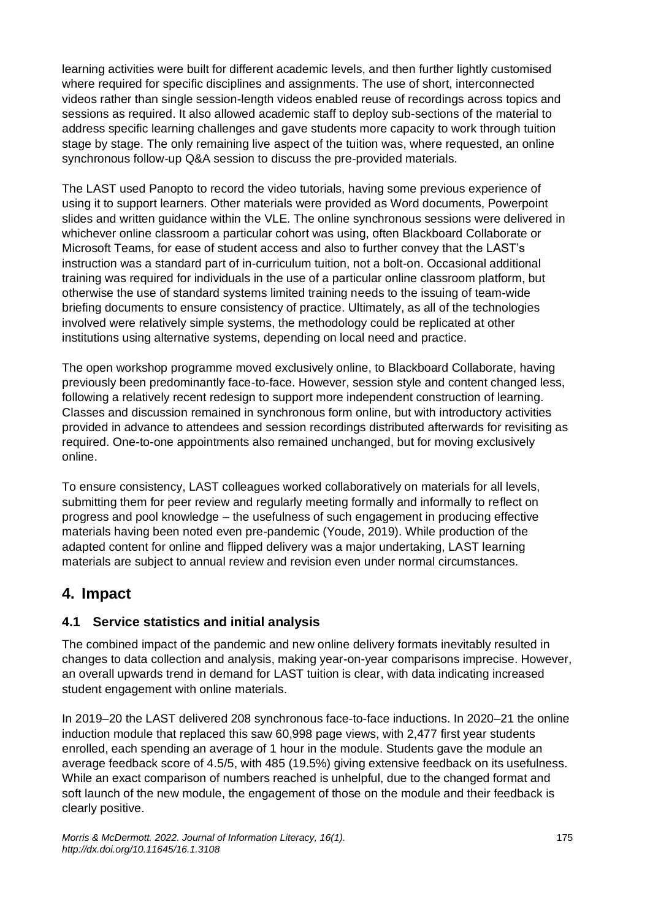learning activities were built for different academic levels, and then further lightly customised where required for specific disciplines and assignments. The use of short, interconnected videos rather than single session-length videos enabled reuse of recordings across topics and sessions as required. It also allowed academic staff to deploy sub-sections of the material to address specific learning challenges and gave students more capacity to work through tuition stage by stage. The only remaining live aspect of the tuition was, where requested, an online synchronous follow-up Q&A session to discuss the pre-provided materials.

The LAST used Panopto to record the video tutorials, having some previous experience of using it to support learners. Other materials were provided as Word documents, Powerpoint slides and written guidance within the VLE. The online synchronous sessions were delivered in whichever online classroom a particular cohort was using, often Blackboard Collaborate or Microsoft Teams, for ease of student access and also to further convey that the LAST's instruction was a standard part of in-curriculum tuition, not a bolt-on. Occasional additional training was required for individuals in the use of a particular online classroom platform, but otherwise the use of standard systems limited training needs to the issuing of team-wide briefing documents to ensure consistency of practice. Ultimately, as all of the technologies involved were relatively simple systems, the methodology could be replicated at other institutions using alternative systems, depending on local need and practice.

The open workshop programme moved exclusively online, to Blackboard Collaborate, having previously been predominantly face-to-face. However, session style and content changed less, following a relatively recent redesign to support more independent construction of learning. Classes and discussion remained in synchronous form online, but with introductory activities provided in advance to attendees and session recordings distributed afterwards for revisiting as required. One-to-one appointments also remained unchanged, but for moving exclusively online.

To ensure consistency, LAST colleagues worked collaboratively on materials for all levels, submitting them for peer review and regularly meeting formally and informally to reflect on progress and pool knowledge – the usefulness of such engagement in producing effective materials having been noted even pre-pandemic (Youde, 2019). While production of the adapted content for online and flipped delivery was a major undertaking, LAST learning materials are subject to annual review and revision even under normal circumstances.

## 4. Impact

### 4.1 Service statistics and initial analysis

The combined impact of the pandemic and new online delivery formats inevitably resulted in changes to data collection and analysis, making year-on-year comparisons imprecise. However, an overall upwards trend in demand for LAST tuition is clear, with data indicating increased student engagement with online materials.

In 2019–20 the LAST delivered 208 synchronous face-to-face inductions. In 2020–21 the online induction module that replaced this saw 60,998 page views, with 2,477 first year students enrolled, each spending an average of 1 hour in the module. Students gave the module an average feedback score of 4.5/5, with 485 (19.5%) giving extensive feedback on its usefulness. While an exact comparison of numbers reached is unhelpful, due to the changed format and soft launch of the new module, the engagement of those on the module and their feedback is clearly positive.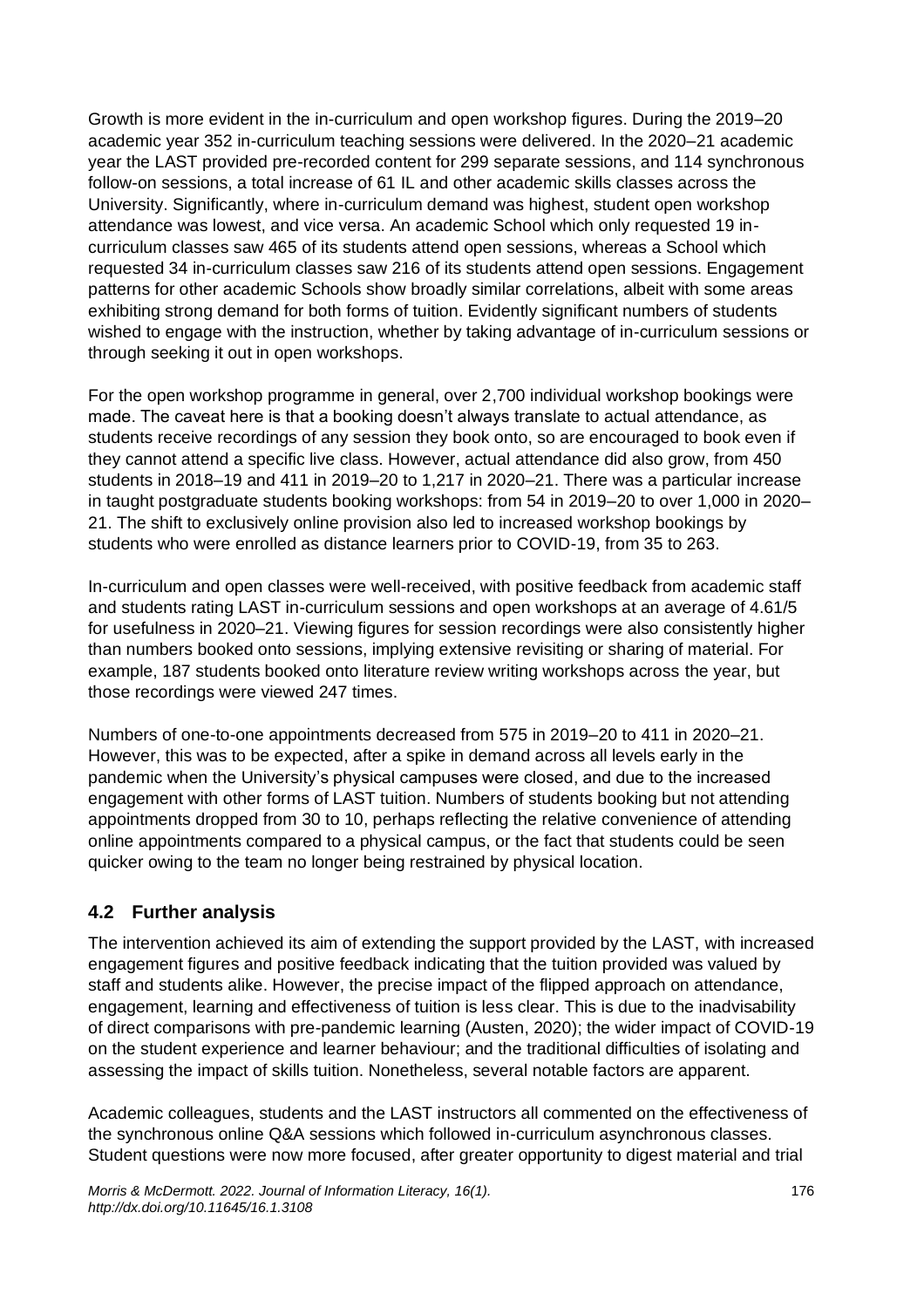Growth is more evident in the in-curriculum and open workshop figures. During the 2019–20 academic year 352 in-curriculum teaching sessions were delivered. In the 2020–21 academic year the LAST provided pre-recorded content for 299 separate sessions, and 114 synchronous follow-on sessions, a total increase of 61 IL and other academic skills classes across the University. Significantly, where in-curriculum demand was highest, student open workshop attendance was lowest, and vice versa. An academic School which only requested 19 in-curriculum classes saw 465 of its students attend open sessions, whereas a School which requested 34 in-curriculum classes saw 216 of its students attend open sessions. Engagement patterns for other academic Schools show broadly similar correlations, albeit with some areas exhibiting strong demand for both forms of tuition. Evidently significant numbers of students wished to engage with the instruction, whether by taking advantage of in-curriculum sessions or through seeking it out in open workshops.

For the open workshop programme in general, over 2,700 individual workshop bookings were made. The caveat here is that a booking doesn't always translate to actual attendance, as students receive recordings of any session they book onto, so are encouraged to book even if they cannot attend a specific live class. However, actual attendance did also grow, from 450 students in 2018–19 and 411 in 2019–20 to 1,217 in 2020–21. There was a particular increase in taught postgraduate students booking workshops: from 54 in 2019–20 to over 1,000 in 2020–21. The shift to exclusively online provision also led to increased workshop bookings by students who were enrolled as distance learners prior to COVID-19, from 35 to 263.

In-curriculum and open classes were well-received, with positive feedback from academic staff and students rating LAST in-curriculum sessions and open workshops at an average of 4.61/5 for usefulness in 2020–21. Viewing figures for session recordings were also consistently higher than numbers booked onto sessions, implying extensive revisiting or sharing of material. For example, 187 students booked onto literature review writing workshops across the year, but those recordings were viewed 247 times.

Numbers of one-to-one appointments decreased from 575 in 2019–20 to 411 in 2020–21. However, this was to be expected, after a spike in demand across all levels early in the pandemic when the University's physical campuses were closed, and due to the increased engagement with other forms of LAST tuition. Numbers of students booking but not attending appointments dropped from 30 to 10, perhaps reflecting the relative convenience of attending online appointments compared to a physical campus, or the fact that students could be seen quicker owing to the team no longer being restrained by physical location.

## 4.2 Further analysis

The intervention achieved its aim of extending the support provided by the LAST, with increased engagement figures and positive feedback indicating that the tuition provided was valued by staff and students alike. However, the precise impact of the flipped approach on attendance, engagement, learning and effectiveness of tuition is less clear. This is due to the inadvisability of direct comparisons with pre-pandemic learning (Austen, 2020); the wider impact of COVID-19 on the student experience and learner behaviour; and the traditional difficulties of isolating and assessing the impact of skills tuition. Nonetheless, several notable factors are apparent.

Academic colleagues, students and the LAST instructors all commented on the effectiveness of the synchronous online Q&A sessions which followed in-curriculum asynchronous classes. Student questions were now more focused, after greater opportunity to digest material and trial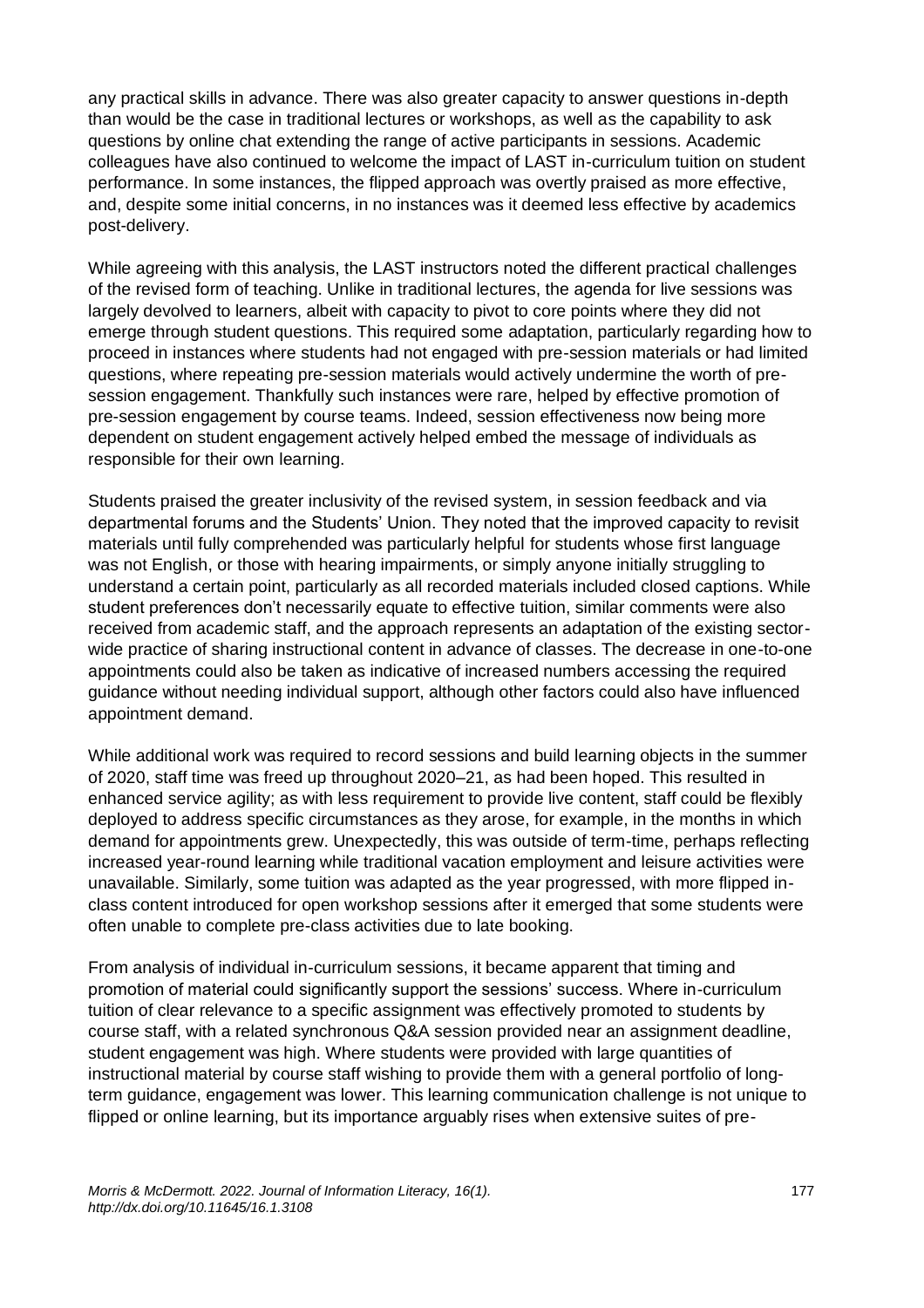any practical skills in advance. There was also greater capacity to answer questions in-depth than would be the case in traditional lectures or workshops, as well as the capability to ask questions by online chat extending the range of active participants in sessions. Academic colleagues have also continued to welcome the impact of LAST in-curriculum tuition on student performance. In some instances, the flipped approach was overtly praised as more effective, and, despite some initial concerns, in no instances was it deemed less effective by academics post-delivery.

While agreeing with this analysis, the LAST instructors noted the different practical challenges of the revised form of teaching. Unlike in traditional lectures, the agenda for live sessions was largely devolved to learners, albeit with capacity to pivot to core points where they did not emerge through student questions. This required some adaptation, particularly regarding how to proceed in instances where students had not engaged with pre-session materials or had limited questions, where repeating pre-session materials would actively undermine the worth of pre-session engagement. Thankfully such instances were rare, helped by effective promotion of pre-session engagement by course teams. Indeed, session effectiveness now being more dependent on student engagement actively helped embed the message of individuals as responsible for their own learning.

Students praised the greater inclusivity of the revised system, in session feedback and via departmental forums and the Students' Union. They noted that the improved capacity to revisit materials until fully comprehended was particularly helpful for students whose first language was not English, or those with hearing impairments, or simply anyone initially struggling to understand a certain point, particularly as all recorded materials included closed captions. While student preferences don't necessarily equate to effective tuition, similar comments were also received from academic staff, and the approach represents an adaptation of the existing sector-wide practice of sharing instructional content in advance of classes. The decrease in one-to-one appointments could also be taken as indicative of increased numbers accessing the required guidance without needing individual support, although other factors could also have influenced appointment demand.

While additional work was required to record sessions and build learning objects in the summer of 2020, staff time was freed up throughout 2020–21, as had been hoped. This resulted in enhanced service agility; as with less requirement to provide live content, staff could be flexibly deployed to address specific circumstances as they arose, for example, in the months in which demand for appointments grew. Unexpectedly, this was outside of term-time, perhaps reflecting increased year-round learning while traditional vacation employment and leisure activities were unavailable. Similarly, some tuition was adapted as the year progressed, with more flipped in-class content introduced for open workshop sessions after it emerged that some students were often unable to complete pre-class activities due to late booking.

From analysis of individual in-curriculum sessions, it became apparent that timing and promotion of material could significantly support the sessions' success. Where in-curriculum tuition of clear relevance to a specific assignment was effectively promoted to students by course staff, with a related synchronous Q&A session provided near an assignment deadline, student engagement was high. Where students were provided with large quantities of instructional material by course staff wishing to provide them with a general portfolio of long-term guidance, engagement was lower. This learning communication challenge is not unique to flipped or online learning, but its importance arguably rises when extensive suites of pre-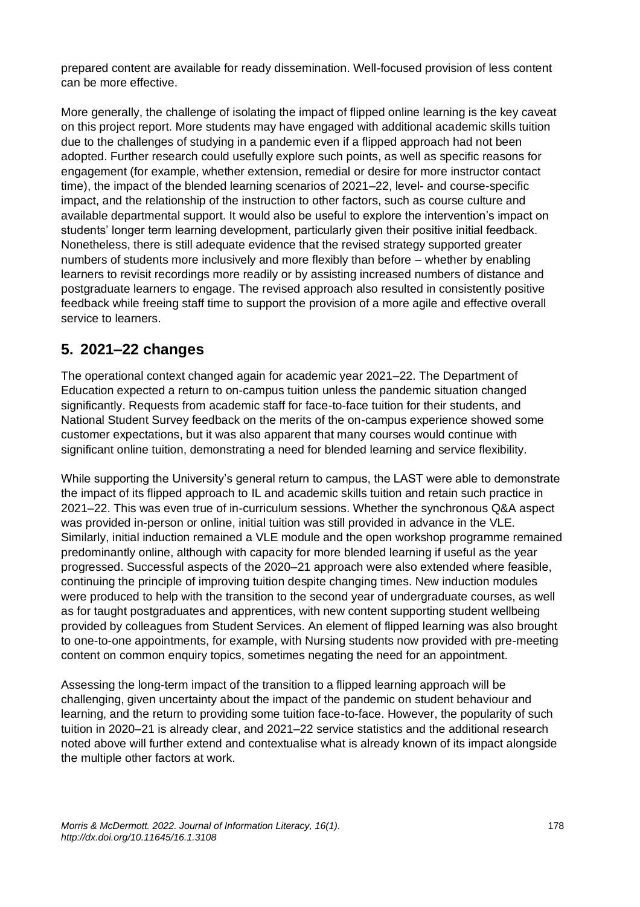prepared content are available for ready dissemination. Well-focused provision of less content can be more effective.

More generally, the challenge of isolating the impact of flipped online learning is the key caveat on this project report. More students may have engaged with additional academic skills tuition due to the challenges of studying in a pandemic even if a flipped approach had not been adopted. Further research could usefully explore such points, as well as specific reasons for engagement (for example, whether extension, remedial or desire for more instructor contact time), the impact of the blended learning scenarios of 2021–22, level- and course-specific impact, and the relationship of the instruction to other factors, such as course culture and available departmental support. It would also be useful to explore the intervention's impact on students' longer term learning development, particularly given their positive initial feedback. Nonetheless, there is still adequate evidence that the revised strategy supported greater numbers of students more inclusively and more flexibly than before – whether by enabling learners to revisit recordings more readily or by assisting increased numbers of distance and postgraduate learners to engage. The revised approach also resulted in consistently positive feedback while freeing staff time to support the provision of a more agile and effective overall service to learners.

## 5. 2021–22 changes

The operational context changed again for academic year 2021–22. The Department of Education expected a return to on-campus tuition unless the pandemic situation changed significantly. Requests from academic staff for face-to-face tuition for their students, and National Student Survey feedback on the merits of the on-campus experience showed some customer expectations, but it was also apparent that many courses would continue with significant online tuition, demonstrating a need for blended learning and service flexibility.

While supporting the University's general return to campus, the LAST were able to demonstrate the impact of its flipped approach to IL and academic skills tuition and retain such practice in 2021–22. This was even true of in-curriculum sessions. Whether the synchronous Q&A aspect was provided in-person or online, initial tuition was still provided in advance in the VLE. Similarly, initial induction remained a VLE module and the open workshop programme remained predominantly online, although with capacity for more blended learning if useful as the year progressed. Successful aspects of the 2020–21 approach were also extended where feasible, continuing the principle of improving tuition despite changing times. New induction modules were produced to help with the transition to the second year of undergraduate courses, as well as for taught postgraduates and apprentices, with new content supporting student wellbeing provided by colleagues from Student Services. An element of flipped learning was also brought to one-to-one appointments, for example, with Nursing students now provided with pre-meeting content on common enquiry topics, sometimes negating the need for an appointment.

Assessing the long-term impact of the transition to a flipped learning approach will be challenging, given uncertainty about the impact of the pandemic on student behaviour and learning, and the return to providing some tuition face-to-face. However, the popularity of such tuition in 2020–21 is already clear, and 2021–22 service statistics and the additional research noted above will further extend and contextualise what is already known of its impact alongside the multiple other factors at work.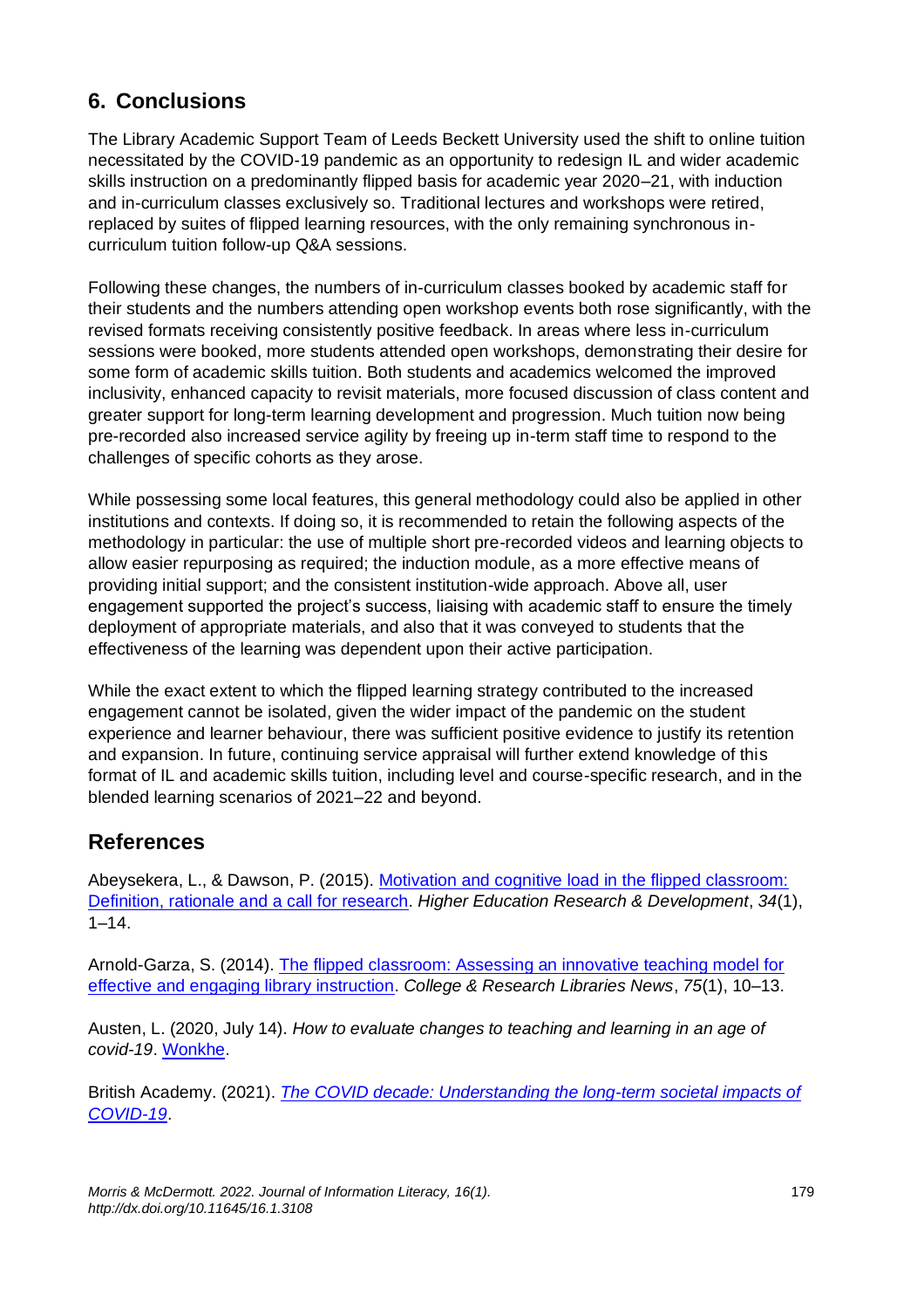## 6. Conclusions

The Library Academic Support Team of Leeds Beckett University used the shift to online tuition necessitated by the COVID-19 pandemic as an opportunity to redesign IL and wider academic skills instruction on a predominantly flipped basis for academic year 2020–21, with induction and in-curriculum classes exclusively so. Traditional lectures and workshops were retired, replaced by suites of flipped learning resources, with the only remaining synchronous in-curriculum tuition follow-up Q&A sessions.

Following these changes, the numbers of in-curriculum classes booked by academic staff for their students and the numbers attending open workshop events both rose significantly, with the revised formats receiving consistently positive feedback. In areas where less in-curriculum sessions were booked, more students attended open workshops, demonstrating their desire for some form of academic skills tuition. Both students and academics welcomed the improved inclusivity, enhanced capacity to revisit materials, more focused discussion of class content and greater support for long-term learning development and progression. Much tuition now being pre-recorded also increased service agility by freeing up in-term staff time to respond to the challenges of specific cohorts as they arose.

While possessing some local features, this general methodology could also be applied in other institutions and contexts. If doing so, it is recommended to retain the following aspects of the methodology in particular: the use of multiple short pre-recorded videos and learning objects to allow easier repurposing as required; the induction module, as a more effective means of providing initial support; and the consistent institution-wide approach. Above all, user engagement supported the project's success, liaising with academic staff to ensure the timely deployment of appropriate materials, and also that it was conveyed to students that the effectiveness of the learning was dependent upon their active participation.

While the exact extent to which the flipped learning strategy contributed to the increased engagement cannot be isolated, given the wider impact of the pandemic on the student experience and learner behaviour, there was sufficient positive evidence to justify its retention and expansion. In future, continuing service appraisal will further extend knowledge of this format of IL and academic skills tuition, including level and course-specific research, and in the blended learning scenarios of 2021–22 and beyond.

## References

Abeysekera, L., & Dawson, P. (2015). Motivation and cognitive load in the flipped classroom: Definition, rationale and a call for research. *Higher Education Research & Development*, *34*(1), 1–14.

Arnold-Garza, S. (2014). The flipped classroom: Assessing an innovative teaching model for effective and engaging library instruction. *College & Research Libraries News*, *75*(1), 10–13.

Austen, L. (2020, July 14). *How to evaluate changes to teaching and learning in an age of covid-19*. Wonkhe.

British Academy. (2021). *The COVID decade: Understanding the long-term societal impacts of COVID-19*.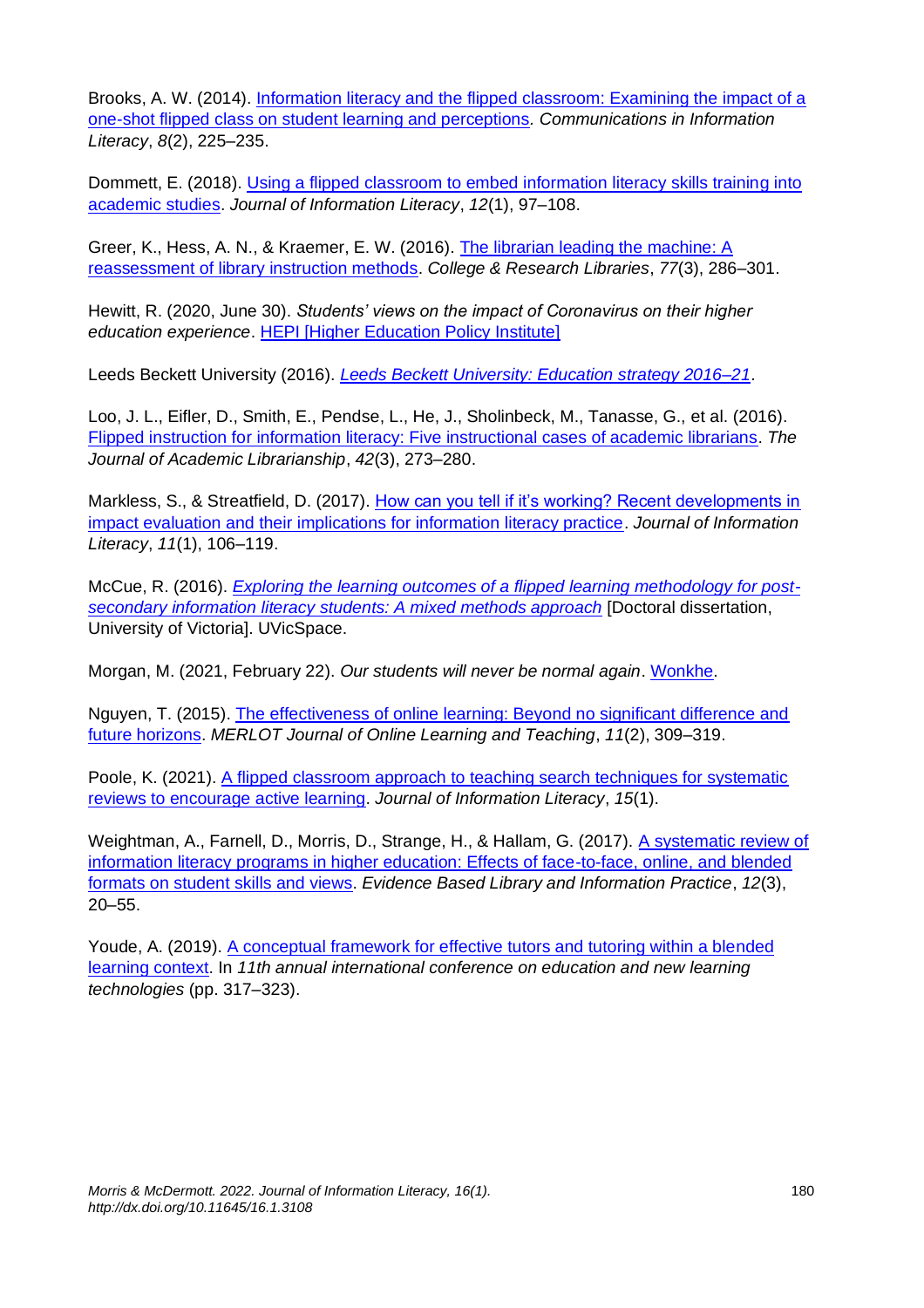Brooks, A. W. (2014). Information literacy and the flipped classroom: Examining the impact of a one-shot flipped class on student learning and perceptions. *Communications in Information Literacy*, *8*(2), 225–235.

Dommett, E. (2018). Using a flipped classroom to embed information literacy skills training into academic studies. *Journal of Information Literacy*, *12*(1), 97–108.

Greer, K., Hess, A. N., & Kraemer, E. W. (2016). The librarian leading the machine: A reassessment of library instruction methods. *College & Research Libraries*, *77*(3), 286–301.

Hewitt, R. (2020, June 30). *Students' views on the impact of Coronavirus on their higher education experience*. HEPI [Higher Education Policy Institute]

Leeds Beckett University (2016). *Leeds Beckett University: Education strategy 2016–21*.

Loo, J. L., Eifler, D., Smith, E., Pendse, L., He, J., Sholinbeck, M., Tanasse, G., et al. (2016). Flipped instruction for information literacy: Five instructional cases of academic librarians. *The Journal of Academic Librarianship*, *42*(3), 273–280.

Markless, S., & Streatfield, D. (2017). How can you tell if it's working? Recent developments in impact evaluation and their implications for information literacy practice. *Journal of Information Literacy*, *11*(1), 106–119.

McCue, R. (2016). *Exploring the learning outcomes of a flipped learning methodology for post-secondary information literacy students: A mixed methods approach* [Doctoral dissertation, University of Victoria]. UVicSpace.

Morgan, M. (2021, February 22). *Our students will never be normal again*. Wonkhe.

Nguyen, T. (2015). The effectiveness of online learning: Beyond no significant difference and future horizons. *MERLOT Journal of Online Learning and Teaching*, *11*(2), 309–319.

Poole, K. (2021). A flipped classroom approach to teaching search techniques for systematic reviews to encourage active learning. *Journal of Information Literacy*, *15*(1).

Weightman, A., Farnell, D., Morris, D., Strange, H., & Hallam, G. (2017). A systematic review of information literacy programs in higher education: Effects of face-to-face, online, and blended formats on student skills and views. *Evidence Based Library and Information Practice*, *12*(3), 20–55.

Youde, A. (2019). A conceptual framework for effective tutors and tutoring within a blended learning context. In *11th annual international conference on education and new learning technologies* (pp. 317–323).